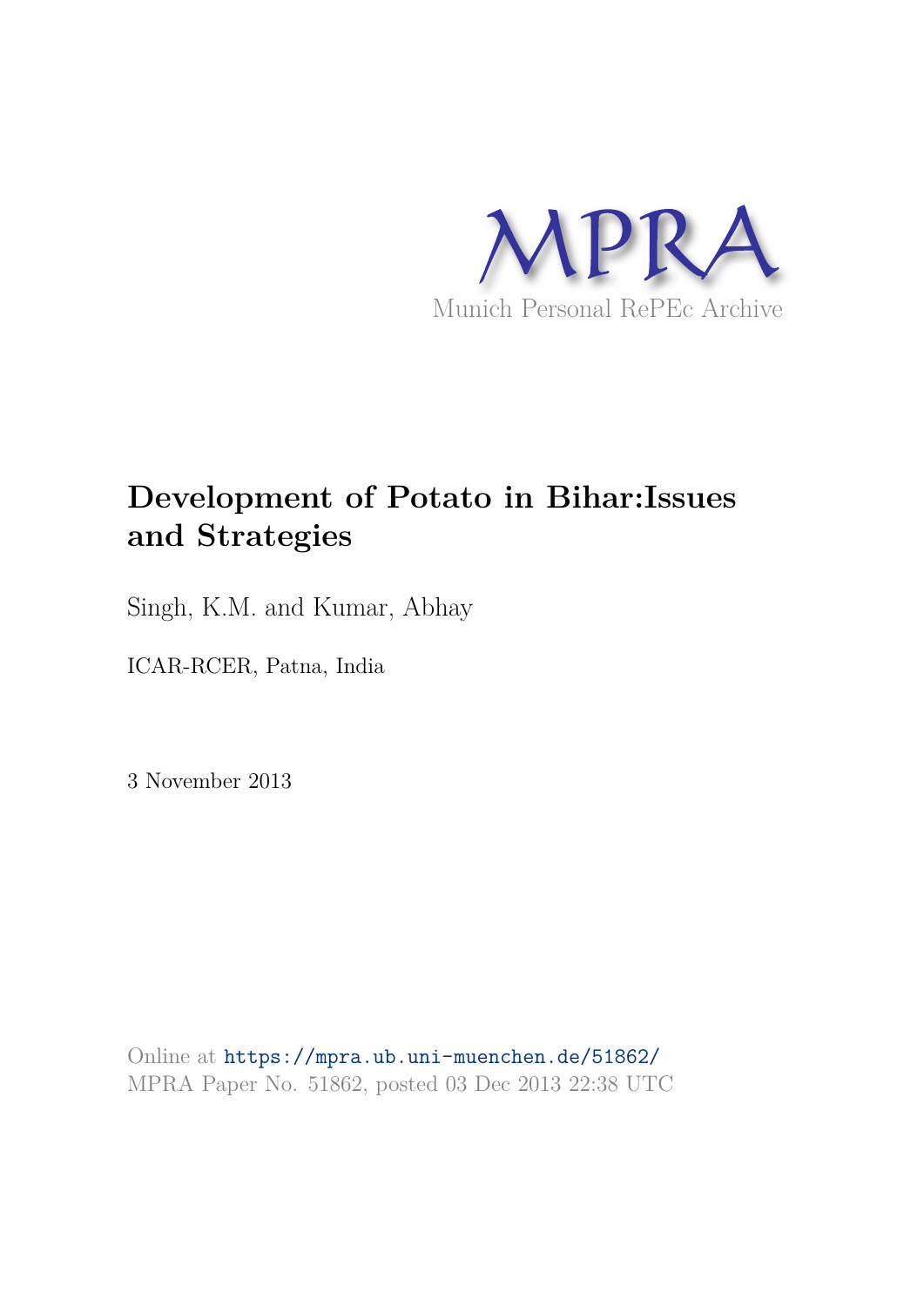MPRA

Munich Personal RePEc Archive

# Development of Potato in Bihar:Issues and Strategies

Singh, K.M. and Kumar, Abhay

ICAR-RCER, Patna, India

3 November 2013

Online at https://mpra.ub.uni-muenchen.de/51862/
MPRA Paper No. 51862, posted 03 Dec 2013 22:38 UTC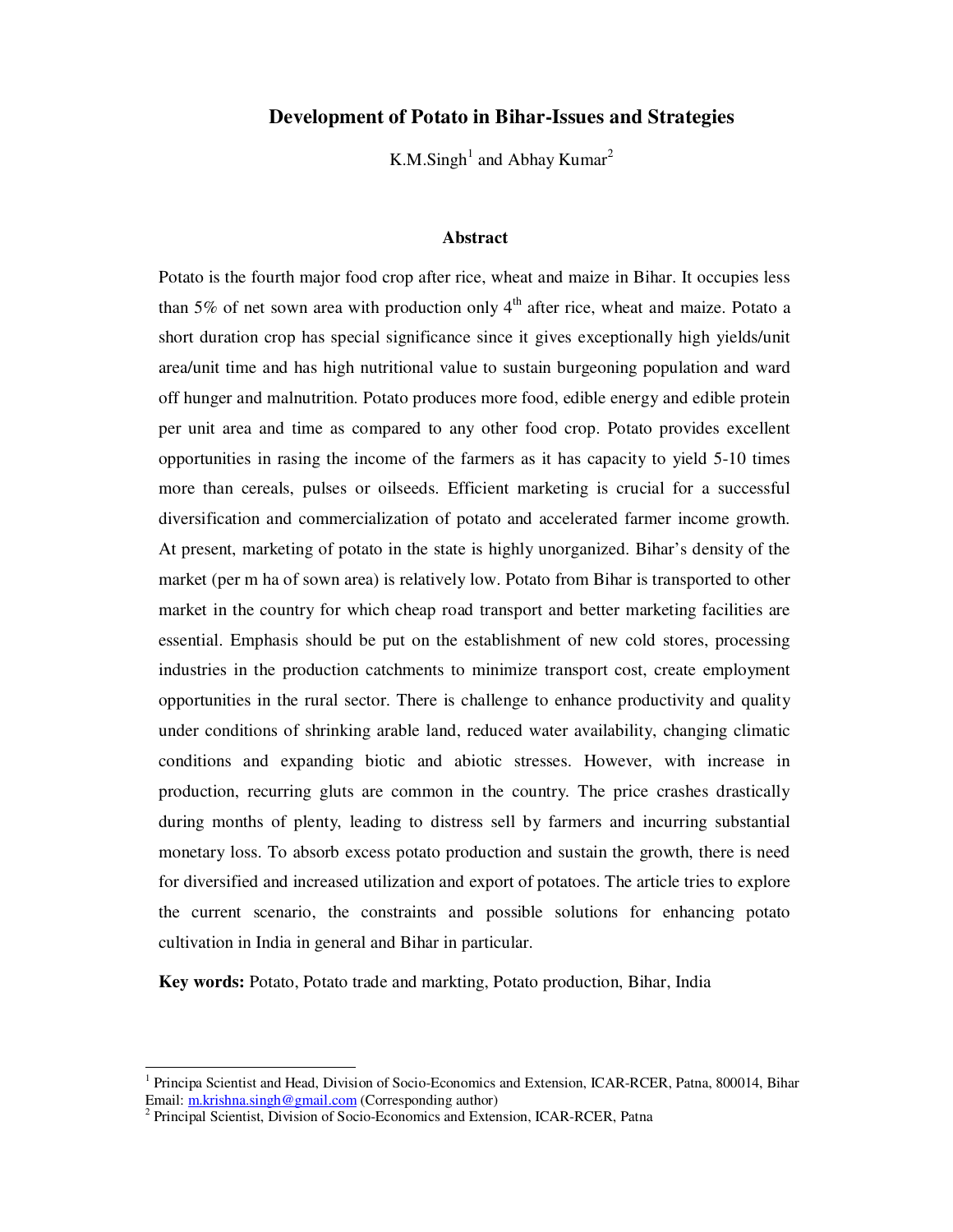# Development of Potato in Bihar-Issues and Strategies

K.M.Singh[1] and Abhay Kumar[2]

## Abstract

Potato is the fourth major food crop after rice, wheat and maize in Bihar. It occupies less than 5% of net sown area with production only 4[th] after rice, wheat and maize. Potato a short duration crop has special significance since it gives exceptionally high yields/unit area/unit time and has high nutritional value to sustain burgeoning population and ward off hunger and malnutrition. Potato produces more food, edible energy and edible protein per unit area and time as compared to any other food crop. Potato provides excellent opportunities in rasing the income of the farmers as it has capacity to yield 5-10 times more than cereals, pulses or oilseeds. Efficient marketing is crucial for a successful diversification and commercialization of potato and accelerated farmer income growth. At present, marketing of potato in the state is highly unorganized. Bihar's density of the market (per m ha of sown area) is relatively low. Potato from Bihar is transported to other market in the country for which cheap road transport and better marketing facilities are essential. Emphasis should be put on the establishment of new cold stores, processing industries in the production catchments to minimize transport cost, create employment opportunities in the rural sector. There is challenge to enhance productivity and quality under conditions of shrinking arable land, reduced water availability, changing climatic conditions and expanding biotic and abiotic stresses. However, with increase in production, recurring gluts are common in the country. The price crashes drastically during months of plenty, leading to distress sell by farmers and incurring substantial monetary loss. To absorb excess potato production and sustain the growth, there is need for diversified and increased utilization and export of potatoes. The article tries to explore the current scenario, the constraints and possible solutions for enhancing potato cultivation in India in general and Bihar in particular.

**Key words:** Potato, Potato trade and markting, Potato production, Bihar, India

---

[1] Principa Scientist and Head, Division of Socio-Economics and Extension, ICAR-RCER, Patna, 800014, Bihar Email: m.krishna.singh@gmail.com (Corresponding author)

[2] Principal Scientist, Division of Socio-Economics and Extension, ICAR-RCER, Patna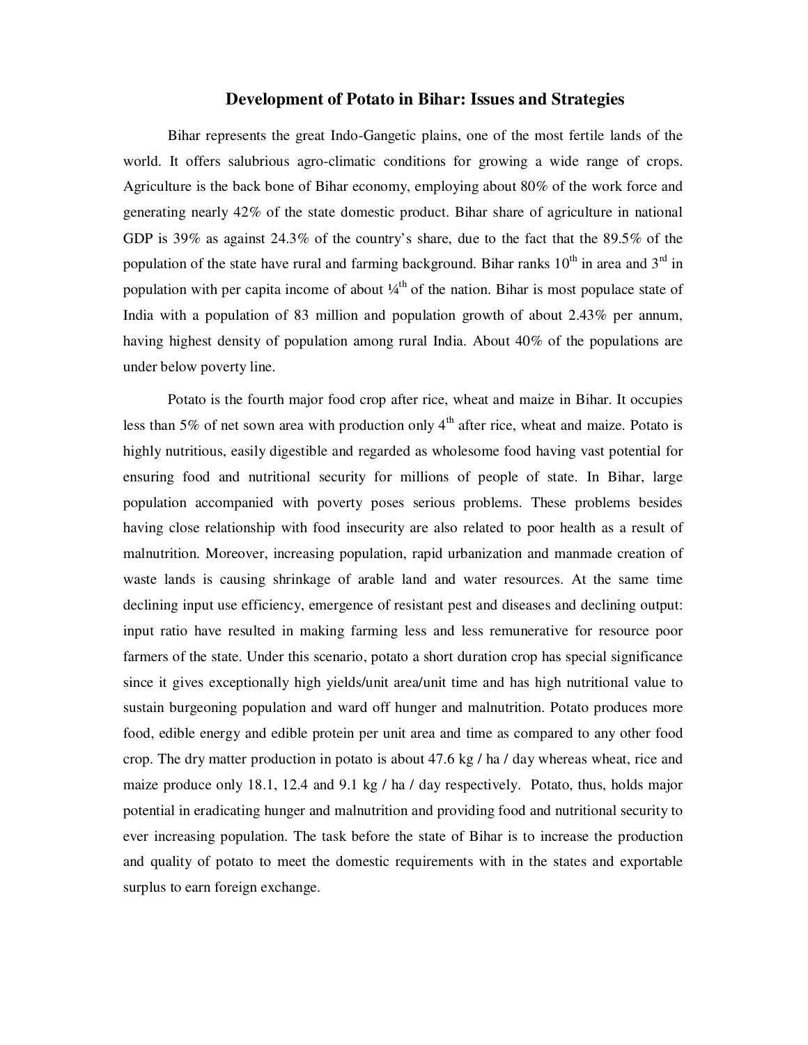# Development of Potato in Bihar: Issues and Strategies

Bihar represents the great Indo-Gangetic plains, one of the most fertile lands of the world. It offers salubrious agro-climatic conditions for growing a wide range of crops. Agriculture is the back bone of Bihar economy, employing about 80% of the work force and generating nearly 42% of the state domestic product. Bihar share of agriculture in national GDP is 39% as against 24.3% of the country's share, due to the fact that the 89.5% of the population of the state have rural and farming background. Bihar ranks 10$^{th}$ in area and 3$^{rd}$ in population with per capita income of about ¼$^{th}$ of the nation. Bihar is most populace state of India with a population of 83 million and population growth of about 2.43% per annum, having highest density of population among rural India. About 40% of the populations are under below poverty line.

Potato is the fourth major food crop after rice, wheat and maize in Bihar. It occupies less than 5% of net sown area with production only 4$^{th}$ after rice, wheat and maize. Potato is highly nutritious, easily digestible and regarded as wholesome food having vast potential for ensuring food and nutritional security for millions of people of state. In Bihar, large population accompanied with poverty poses serious problems. These problems besides having close relationship with food insecurity are also related to poor health as a result of malnutrition. Moreover, increasing population, rapid urbanization and manmade creation of waste lands is causing shrinkage of arable land and water resources. At the same time declining input use efficiency, emergence of resistant pest and diseases and declining output: input ratio have resulted in making farming less and less remunerative for resource poor farmers of the state. Under this scenario, potato a short duration crop has special significance since it gives exceptionally high yields/unit area/unit time and has high nutritional value to sustain burgeoning population and ward off hunger and malnutrition. Potato produces more food, edible energy and edible protein per unit area and time as compared to any other food crop. The dry matter production in potato is about 47.6 kg / ha / day whereas wheat, rice and maize produce only 18.1, 12.4 and 9.1 kg / ha / day respectively. Potato, thus, holds major potential in eradicating hunger and malnutrition and providing food and nutritional security to ever increasing population. The task before the state of Bihar is to increase the production and quality of potato to meet the domestic requirements with in the states and exportable surplus to earn foreign exchange.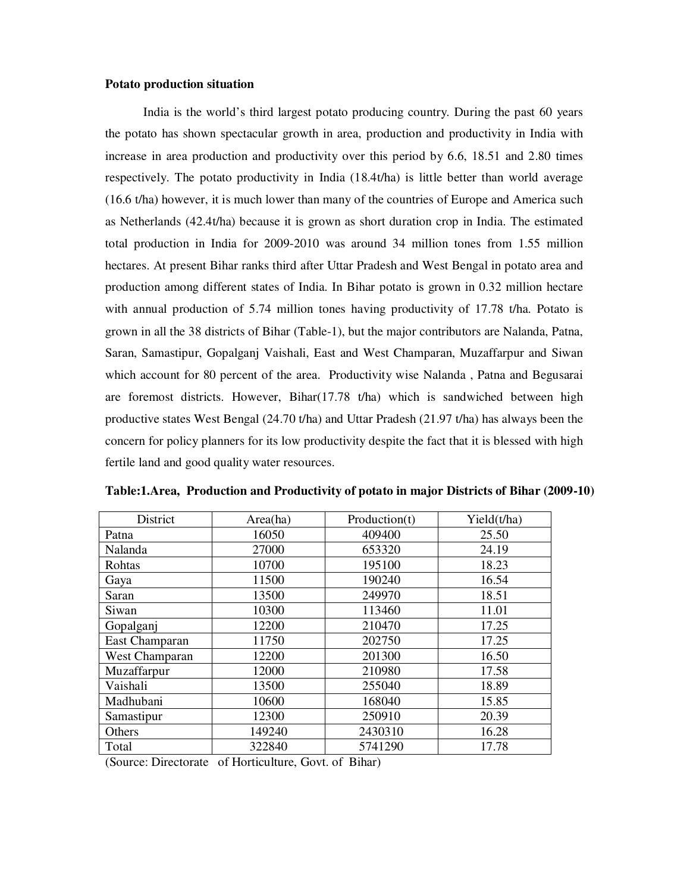**Potato production situation**

India is the world's third largest potato producing country. During the past 60 years the potato has shown spectacular growth in area, production and productivity in India with increase in area production and productivity over this period by 6.6, 18.51 and 2.80 times respectively. The potato productivity in India (18.4t/ha) is little better than world average (16.6 t/ha) however, it is much lower than many of the countries of Europe and America such as Netherlands (42.4t/ha) because it is grown as short duration crop in India. The estimated total production in India for 2009-2010 was around 34 million tones from 1.55 million hectares. At present Bihar ranks third after Uttar Pradesh and West Bengal in potato area and production among different states of India. In Bihar potato is grown in 0.32 million hectare with annual production of 5.74 million tones having productivity of 17.78 t/ha. Potato is grown in all the 38 districts of Bihar (Table-1), but the major contributors are Nalanda, Patna, Saran, Samastipur, Gopalganj Vaishali, East and West Champaran, Muzaffarpur and Siwan which account for 80 percent of the area. Productivity wise Nalanda , Patna and Begusarai are foremost districts. However, Bihar(17.78 t/ha) which is sandwiched between high productive states West Bengal (24.70 t/ha) and Uttar Pradesh (21.97 t/ha) has always been the concern for policy planners for its low productivity despite the fact that it is blessed with high fertile land and good quality water resources.

**Table:1.Area, Production and Productivity of potato in major Districts of Bihar (2009-10)**

| District | Area(ha) | Production(t) | Yield(t/ha) |
|---|---|---|---|
| Patna | 16050 | 409400 | 25.50 |
| Nalanda | 27000 | 653320 | 24.19 |
| Rohtas | 10700 | 195100 | 18.23 |
| Gaya | 11500 | 190240 | 16.54 |
| Saran | 13500 | 249970 | 18.51 |
| Siwan | 10300 | 113460 | 11.01 |
| Gopalganj | 12200 | 210470 | 17.25 |
| East Champaran | 11750 | 202750 | 17.25 |
| West Champaran | 12200 | 201300 | 16.50 |
| Muzaffarpur | 12000 | 210980 | 17.58 |
| Vaishali | 13500 | 255040 | 18.89 |
| Madhubani | 10600 | 168040 | 15.85 |
| Samastipur | 12300 | 250910 | 20.39 |
| Others | 149240 | 2430310 | 16.28 |
| Total | 322840 | 5741290 | 17.78 |

(Source: Directorate of Horticulture, Govt. of Bihar)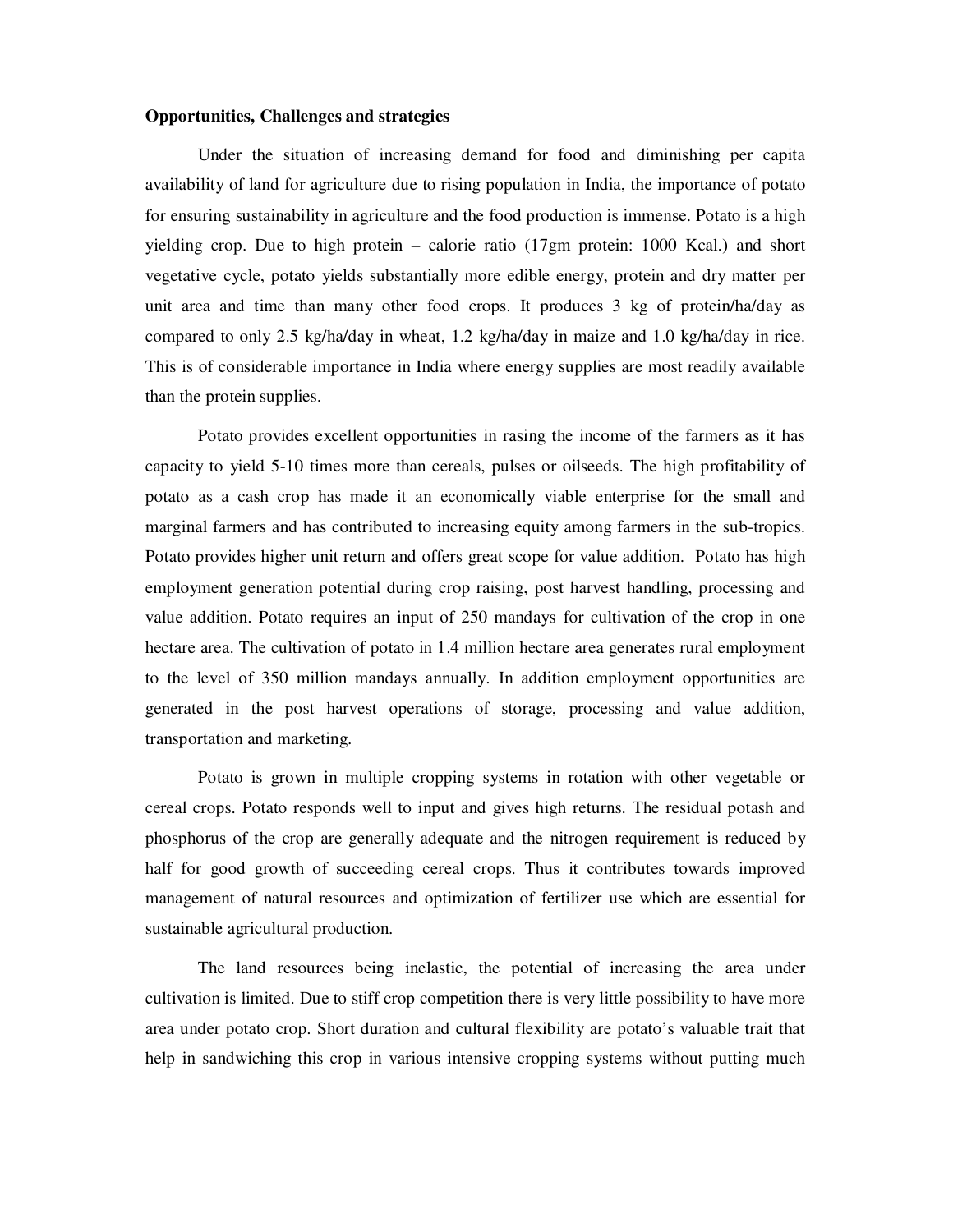**Opportunities, Challenges and strategies**

Under the situation of increasing demand for food and diminishing per capita availability of land for agriculture due to rising population in India, the importance of potato for ensuring sustainability in agriculture and the food production is immense. Potato is a high yielding crop. Due to high protein – calorie ratio (17gm protein: 1000 Kcal.) and short vegetative cycle, potato yields substantially more edible energy, protein and dry matter per unit area and time than many other food crops. It produces 3 kg of protein/ha/day as compared to only 2.5 kg/ha/day in wheat, 1.2 kg/ha/day in maize and 1.0 kg/ha/day in rice. This is of considerable importance in India where energy supplies are most readily available than the protein supplies.

Potato provides excellent opportunities in rasing the income of the farmers as it has capacity to yield 5-10 times more than cereals, pulses or oilseeds. The high profitability of potato as a cash crop has made it an economically viable enterprise for the small and marginal farmers and has contributed to increasing equity among farmers in the sub-tropics. Potato provides higher unit return and offers great scope for value addition. Potato has high employment generation potential during crop raising, post harvest handling, processing and value addition. Potato requires an input of 250 mandays for cultivation of the crop in one hectare area. The cultivation of potato in 1.4 million hectare area generates rural employment to the level of 350 million mandays annually. In addition employment opportunities are generated in the post harvest operations of storage, processing and value addition, transportation and marketing.

Potato is grown in multiple cropping systems in rotation with other vegetable or cereal crops. Potato responds well to input and gives high returns. The residual potash and phosphorus of the crop are generally adequate and the nitrogen requirement is reduced by half for good growth of succeeding cereal crops. Thus it contributes towards improved management of natural resources and optimization of fertilizer use which are essential for sustainable agricultural production.

The land resources being inelastic, the potential of increasing the area under cultivation is limited. Due to stiff crop competition there is very little possibility to have more area under potato crop. Short duration and cultural flexibility are potato's valuable trait that help in sandwiching this crop in various intensive cropping systems without putting much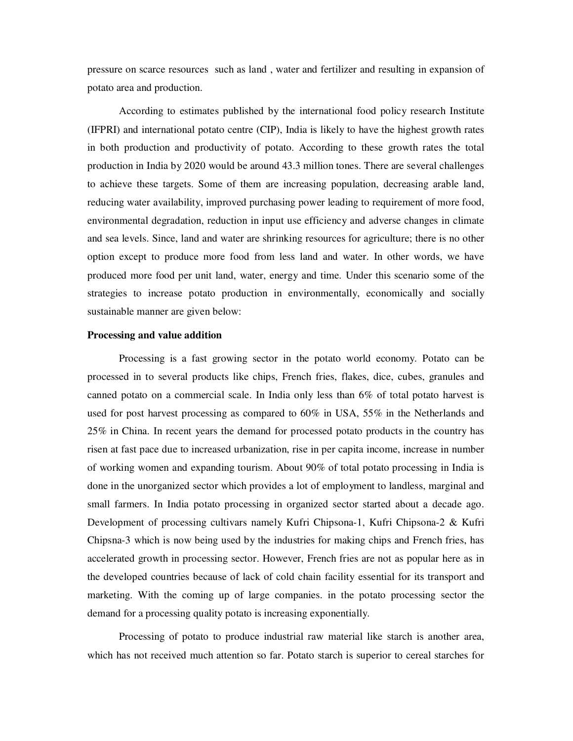pressure on scarce resources such as land , water and fertilizer and resulting in expansion of potato area and production.

According to estimates published by the international food policy research Institute (IFPRI) and international potato centre (CIP), India is likely to have the highest growth rates in both production and productivity of potato. According to these growth rates the total production in India by 2020 would be around 43.3 million tones. There are several challenges to achieve these targets. Some of them are increasing population, decreasing arable land, reducing water availability, improved purchasing power leading to requirement of more food, environmental degradation, reduction in input use efficiency and adverse changes in climate and sea levels. Since, land and water are shrinking resources for agriculture; there is no other option except to produce more food from less land and water. In other words, we have produced more food per unit land, water, energy and time. Under this scenario some of the strategies to increase potato production in environmentally, economically and socially sustainable manner are given below:

**Processing and value addition**

Processing is a fast growing sector in the potato world economy. Potato can be processed in to several products like chips, French fries, flakes, dice, cubes, granules and canned potato on a commercial scale. In India only less than 6% of total potato harvest is used for post harvest processing as compared to 60% in USA, 55% in the Netherlands and 25% in China. In recent years the demand for processed potato products in the country has risen at fast pace due to increased urbanization, rise in per capita income, increase in number of working women and expanding tourism. About 90% of total potato processing in India is done in the unorganized sector which provides a lot of employment to landless, marginal and small farmers. In India potato processing in organized sector started about a decade ago. Development of processing cultivars namely Kufri Chipsona-1, Kufri Chipsona-2 & Kufri Chipsna-3 which is now being used by the industries for making chips and French fries, has accelerated growth in processing sector. However, French fries are not as popular here as in the developed countries because of lack of cold chain facility essential for its transport and marketing. With the coming up of large companies. in the potato processing sector the demand for a processing quality potato is increasing exponentially.

Processing of potato to produce industrial raw material like starch is another area, which has not received much attention so far. Potato starch is superior to cereal starches for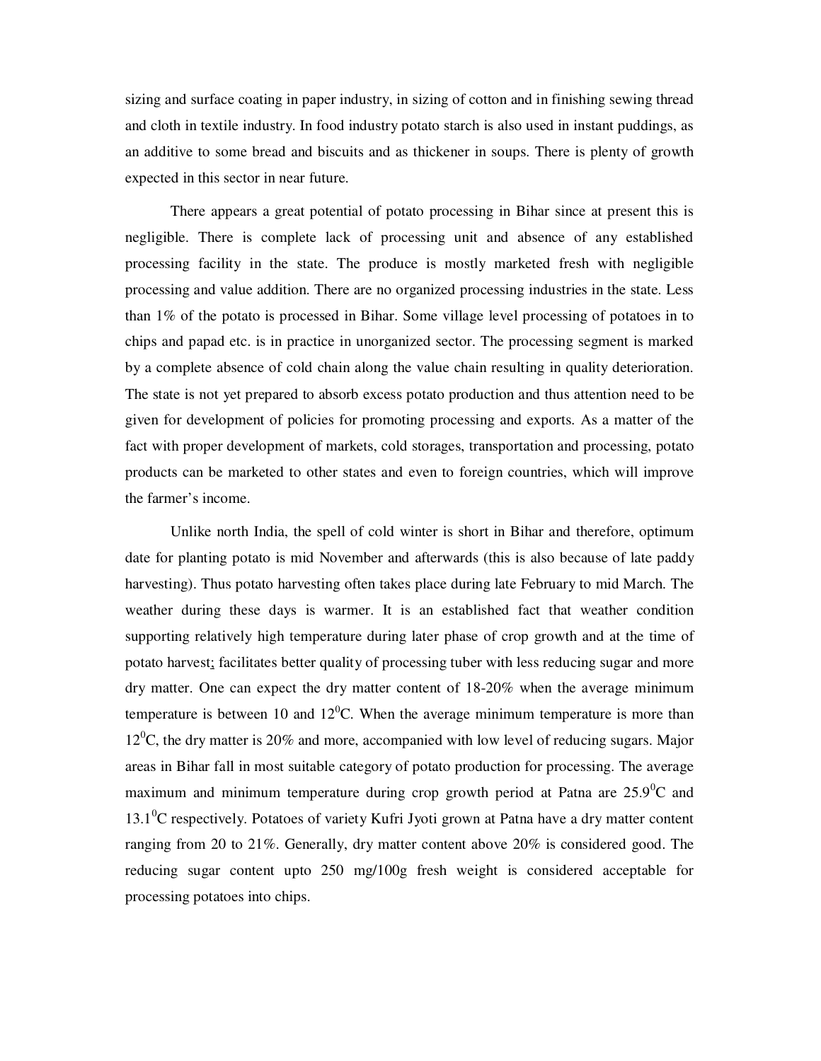sizing and surface coating in paper industry, in sizing of cotton and in finishing sewing thread and cloth in textile industry. In food industry potato starch is also used in instant puddings, as an additive to some bread and biscuits and as thickener in soups. There is plenty of growth expected in this sector in near future.

There appears a great potential of potato processing in Bihar since at present this is negligible. There is complete lack of processing unit and absence of any established processing facility in the state. The produce is mostly marketed fresh with negligible processing and value addition. There are no organized processing industries in the state. Less than 1% of the potato is processed in Bihar. Some village level processing of potatoes in to chips and papad etc. is in practice in unorganized sector. The processing segment is marked by a complete absence of cold chain along the value chain resulting in quality deterioration. The state is not yet prepared to absorb excess potato production and thus attention need to be given for development of policies for promoting processing and exports. As a matter of the fact with proper development of markets, cold storages, transportation and processing, potato products can be marketed to other states and even to foreign countries, which will improve the farmer's income.

Unlike north India, the spell of cold winter is short in Bihar and therefore, optimum date for planting potato is mid November and afterwards (this is also because of late paddy harvesting). Thus potato harvesting often takes place during late February to mid March. The weather during these days is warmer. It is an established fact that weather condition supporting relatively high temperature during later phase of crop growth and at the time of potato harvest; facilitates better quality of processing tuber with less reducing sugar and more dry matter. One can expect the dry matter content of 18-20% when the average minimum temperature is between 10 and $12^0$C. When the average minimum temperature is more than $12^0$C, the dry matter is 20% and more, accompanied with low level of reducing sugars. Major areas in Bihar fall in most suitable category of potato production for processing. The average maximum and minimum temperature during crop growth period at Patna are $25.9^0$C and $13.1^0$C respectively. Potatoes of variety Kufri Jyoti grown at Patna have a dry matter content ranging from 20 to 21%. Generally, dry matter content above 20% is considered good. The reducing sugar content upto 250 mg/100g fresh weight is considered acceptable for processing potatoes into chips.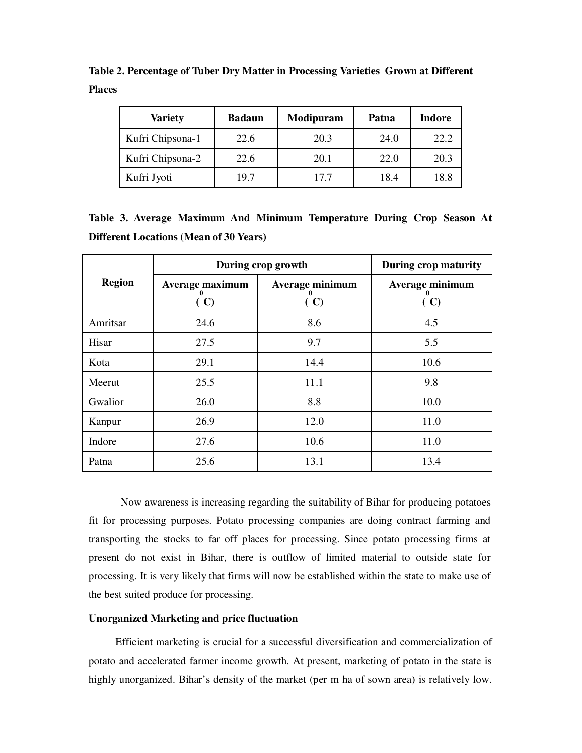**Table 2. Percentage of Tuber Dry Matter in Processing Varieties Grown at Different Places**

| Variety | Badaun | Modipuram | Patna | Indore |
|---|---|---|---|---|
| Kufri Chipsona-1 | 22.6 | 20.3 | 24.0 | 22.2 |
| Kufri Chipsona-2 | 22.6 | 20.1 | 22.0 | 20.3 |
| Kufri Jyoti | 19.7 | 17.7 | 18.4 | 18.8 |

**Table 3. Average Maximum And Minimum Temperature During Crop Season At Different Locations (Mean of 30 Years)**

| Region | During crop growth | | During crop maturity |
|---|---|---|---|
| | Average maximum ($^0$C) | Average minimum ($^0$C) | Average minimum ($^0$C) |
| Amritsar | 24.6 | 8.6 | 4.5 |
| Hisar | 27.5 | 9.7 | 5.5 |
| Kota | 29.1 | 14.4 | 10.6 |
| Meerut | 25.5 | 11.1 | 9.8 |
| Gwalior | 26.0 | 8.8 | 10.0 |
| Kanpur | 26.9 | 12.0 | 11.0 |
| Indore | 27.6 | 10.6 | 11.0 |
| Patna | 25.6 | 13.1 | 13.4 |

Now awareness is increasing regarding the suitability of Bihar for producing potatoes fit for processing purposes. Potato processing companies are doing contract farming and transporting the stocks to far off places for processing. Since potato processing firms at present do not exist in Bihar, there is outflow of limited material to outside state for processing. It is very likely that firms will now be established within the state to make use of the best suited produce for processing.

**Unorganized Marketing and price fluctuation**

Efficient marketing is crucial for a successful diversification and commercialization of potato and accelerated farmer income growth. At present, marketing of potato in the state is highly unorganized. Bihar's density of the market (per m ha of sown area) is relatively low.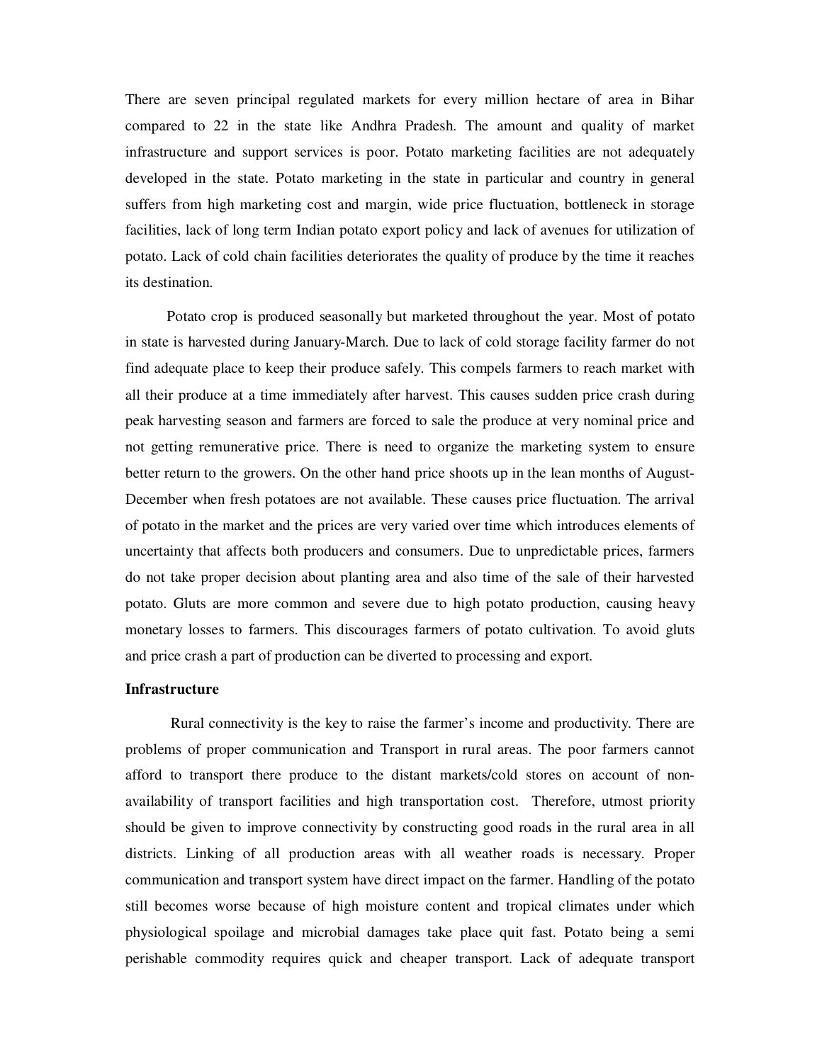There are seven principal regulated markets for every million hectare of area in Bihar compared to 22 in the state like Andhra Pradesh. The amount and quality of market infrastructure and support services is poor. Potato marketing facilities are not adequately developed in the state. Potato marketing in the state in particular and country in general suffers from high marketing cost and margin, wide price fluctuation, bottleneck in storage facilities, lack of long term Indian potato export policy and lack of avenues for utilization of potato. Lack of cold chain facilities deteriorates the quality of produce by the time it reaches its destination.

Potato crop is produced seasonally but marketed throughout the year. Most of potato in state is harvested during January-March. Due to lack of cold storage facility farmer do not find adequate place to keep their produce safely. This compels farmers to reach market with all their produce at a time immediately after harvest. This causes sudden price crash during peak harvesting season and farmers are forced to sale the produce at very nominal price and not getting remunerative price. There is need to organize the marketing system to ensure better return to the growers. On the other hand price shoots up in the lean months of August-December when fresh potatoes are not available. These causes price fluctuation. The arrival of potato in the market and the prices are very varied over time which introduces elements of uncertainty that affects both producers and consumers. Due to unpredictable prices, farmers do not take proper decision about planting area and also time of the sale of their harvested potato. Gluts are more common and severe due to high potato production, causing heavy monetary losses to farmers. This discourages farmers of potato cultivation. To avoid gluts and price crash a part of production can be diverted to processing and export.

**Infrastructure**

Rural connectivity is the key to raise the farmer's income and productivity. There are problems of proper communication and Transport in rural areas. The poor farmers cannot afford to transport there produce to the distant markets/cold stores on account of non-availability of transport facilities and high transportation cost. Therefore, utmost priority should be given to improve connectivity by constructing good roads in the rural area in all districts. Linking of all production areas with all weather roads is necessary. Proper communication and transport system have direct impact on the farmer. Handling of the potato still becomes worse because of high moisture content and tropical climates under which physiological spoilage and microbial damages take place quit fast. Potato being a semi perishable commodity requires quick and cheaper transport. Lack of adequate transport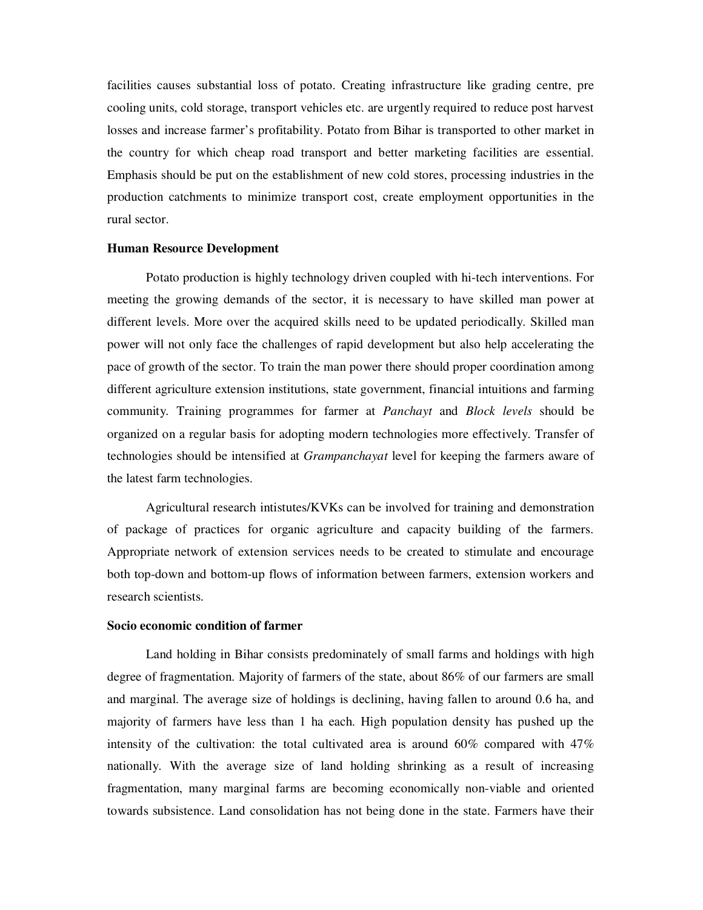facilities causes substantial loss of potato. Creating infrastructure like grading centre, pre cooling units, cold storage, transport vehicles etc. are urgently required to reduce post harvest losses and increase farmer's profitability. Potato from Bihar is transported to other market in the country for which cheap road transport and better marketing facilities are essential. Emphasis should be put on the establishment of new cold stores, processing industries in the production catchments to minimize transport cost, create employment opportunities in the rural sector.

**Human Resource Development**

Potato production is highly technology driven coupled with hi-tech interventions. For meeting the growing demands of the sector, it is necessary to have skilled man power at different levels. More over the acquired skills need to be updated periodically. Skilled man power will not only face the challenges of rapid development but also help accelerating the pace of growth of the sector. To train the man power there should proper coordination among different agriculture extension institutions, state government, financial intuitions and farming community. Training programmes for farmer at *Panchayt* and *Block levels* should be organized on a regular basis for adopting modern technologies more effectively. Transfer of technologies should be intensified at *Grampanchayat* level for keeping the farmers aware of the latest farm technologies.

Agricultural research intistutes/KVKs can be involved for training and demonstration of package of practices for organic agriculture and capacity building of the farmers. Appropriate network of extension services needs to be created to stimulate and encourage both top-down and bottom-up flows of information between farmers, extension workers and research scientists.

**Socio economic condition of farmer**

Land holding in Bihar consists predominately of small farms and holdings with high degree of fragmentation. Majority of farmers of the state, about 86% of our farmers are small and marginal. The average size of holdings is declining, having fallen to around 0.6 ha, and majority of farmers have less than 1 ha each. High population density has pushed up the intensity of the cultivation: the total cultivated area is around 60% compared with 47% nationally. With the average size of land holding shrinking as a result of increasing fragmentation, many marginal farms are becoming economically non-viable and oriented towards subsistence. Land consolidation has not being done in the state. Farmers have their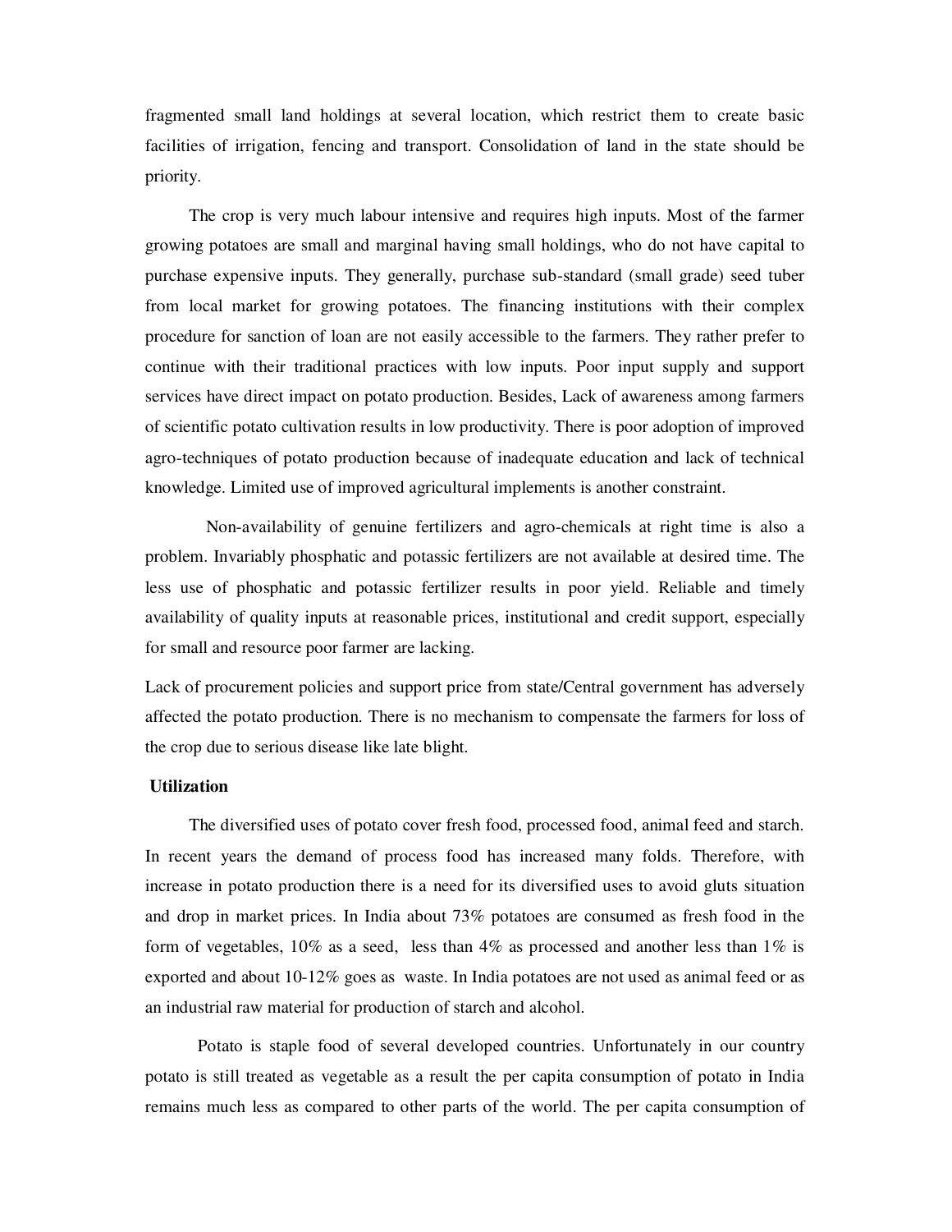fragmented small land holdings at several location, which restrict them to create basic facilities of irrigation, fencing and transport. Consolidation of land in the state should be priority.

The crop is very much labour intensive and requires high inputs. Most of the farmer growing potatoes are small and marginal having small holdings, who do not have capital to purchase expensive inputs. They generally, purchase sub-standard (small grade) seed tuber from local market for growing potatoes. The financing institutions with their complex procedure for sanction of loan are not easily accessible to the farmers. They rather prefer to continue with their traditional practices with low inputs. Poor input supply and support services have direct impact on potato production. Besides, Lack of awareness among farmers of scientific potato cultivation results in low productivity. There is poor adoption of improved agro-techniques of potato production because of inadequate education and lack of technical knowledge. Limited use of improved agricultural implements is another constraint.

Non-availability of genuine fertilizers and agro-chemicals at right time is also a problem. Invariably phosphatic and potassic fertilizers are not available at desired time. The less use of phosphatic and potassic fertilizer results in poor yield. Reliable and timely availability of quality inputs at reasonable prices, institutional and credit support, especially for small and resource poor farmer are lacking.

Lack of procurement policies and support price from state/Central government has adversely affected the potato production. There is no mechanism to compensate the farmers for loss of the crop due to serious disease like late blight.

**Utilization**

The diversified uses of potato cover fresh food, processed food, animal feed and starch. In recent years the demand of process food has increased many folds. Therefore, with increase in potato production there is a need for its diversified uses to avoid gluts situation and drop in market prices. In India about 73% potatoes are consumed as fresh food in the form of vegetables, 10% as a seed, less than 4% as processed and another less than 1% is exported and about 10-12% goes as waste. In India potatoes are not used as animal feed or as an industrial raw material for production of starch and alcohol.

Potato is staple food of several developed countries. Unfortunately in our country potato is still treated as vegetable as a result the per capita consumption of potato in India remains much less as compared to other parts of the world. The per capita consumption of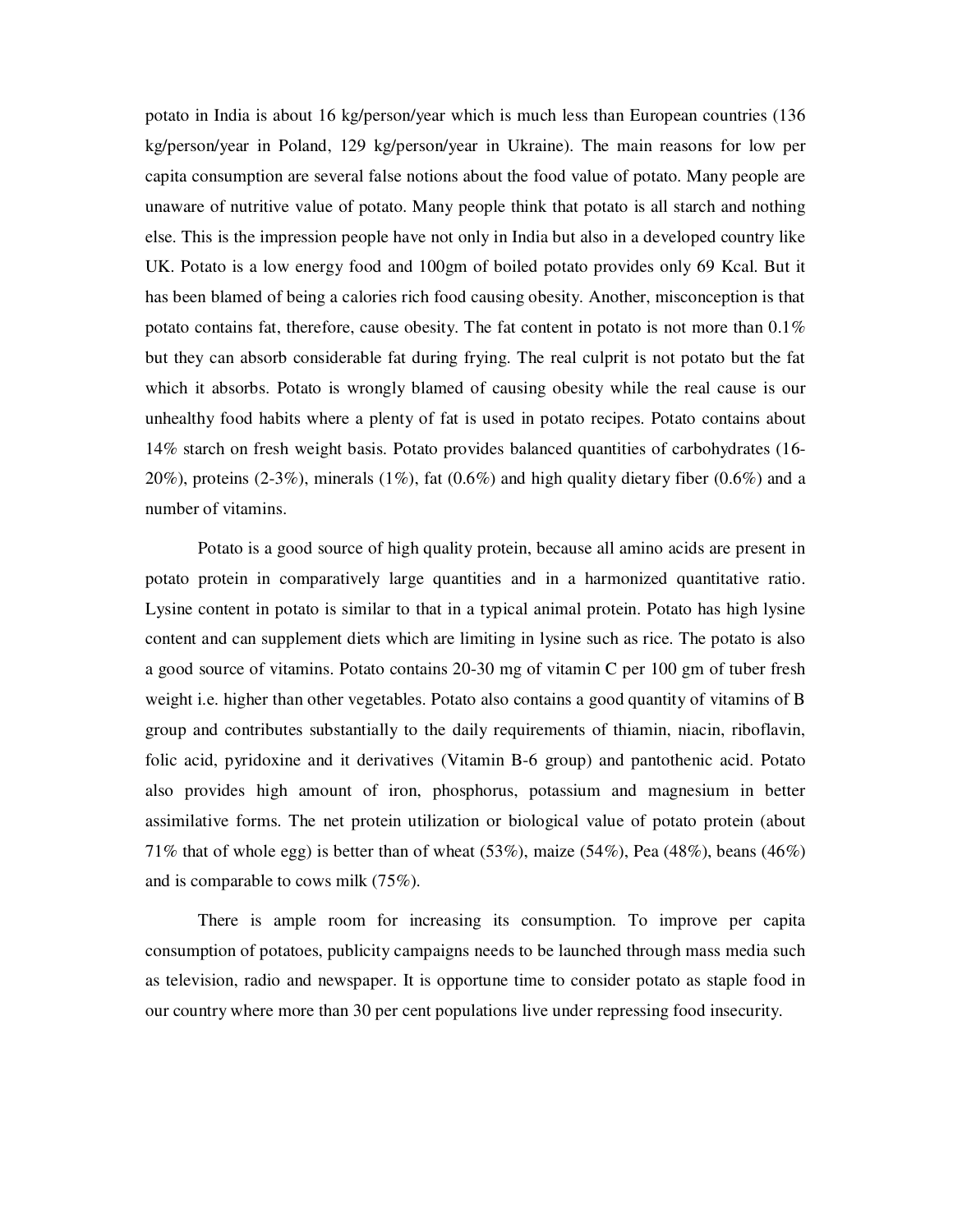potato in India is about 16 kg/person/year which is much less than European countries (136 kg/person/year in Poland, 129 kg/person/year in Ukraine). The main reasons for low per capita consumption are several false notions about the food value of potato. Many people are unaware of nutritive value of potato. Many people think that potato is all starch and nothing else. This is the impression people have not only in India but also in a developed country like UK. Potato is a low energy food and 100gm of boiled potato provides only 69 Kcal. But it has been blamed of being a calories rich food causing obesity. Another, misconception is that potato contains fat, therefore, cause obesity. The fat content in potato is not more than 0.1% but they can absorb considerable fat during frying. The real culprit is not potato but the fat which it absorbs. Potato is wrongly blamed of causing obesity while the real cause is our unhealthy food habits where a plenty of fat is used in potato recipes. Potato contains about 14% starch on fresh weight basis. Potato provides balanced quantities of carbohydrates (16-20%), proteins (2-3%), minerals (1%), fat (0.6%) and high quality dietary fiber (0.6%) and a number of vitamins.

Potato is a good source of high quality protein, because all amino acids are present in potato protein in comparatively large quantities and in a harmonized quantitative ratio. Lysine content in potato is similar to that in a typical animal protein. Potato has high lysine content and can supplement diets which are limiting in lysine such as rice. The potato is also a good source of vitamins. Potato contains 20-30 mg of vitamin C per 100 gm of tuber fresh weight i.e. higher than other vegetables. Potato also contains a good quantity of vitamins of B group and contributes substantially to the daily requirements of thiamin, niacin, riboflavin, folic acid, pyridoxine and it derivatives (Vitamin B-6 group) and pantothenic acid. Potato also provides high amount of iron, phosphorus, potassium and magnesium in better assimilative forms. The net protein utilization or biological value of potato protein (about 71% that of whole egg) is better than of wheat (53%), maize (54%), Pea (48%), beans (46%) and is comparable to cows milk (75%).

There is ample room for increasing its consumption. To improve per capita consumption of potatoes, publicity campaigns needs to be launched through mass media such as television, radio and newspaper. It is opportune time to consider potato as staple food in our country where more than 30 per cent populations live under repressing food insecurity.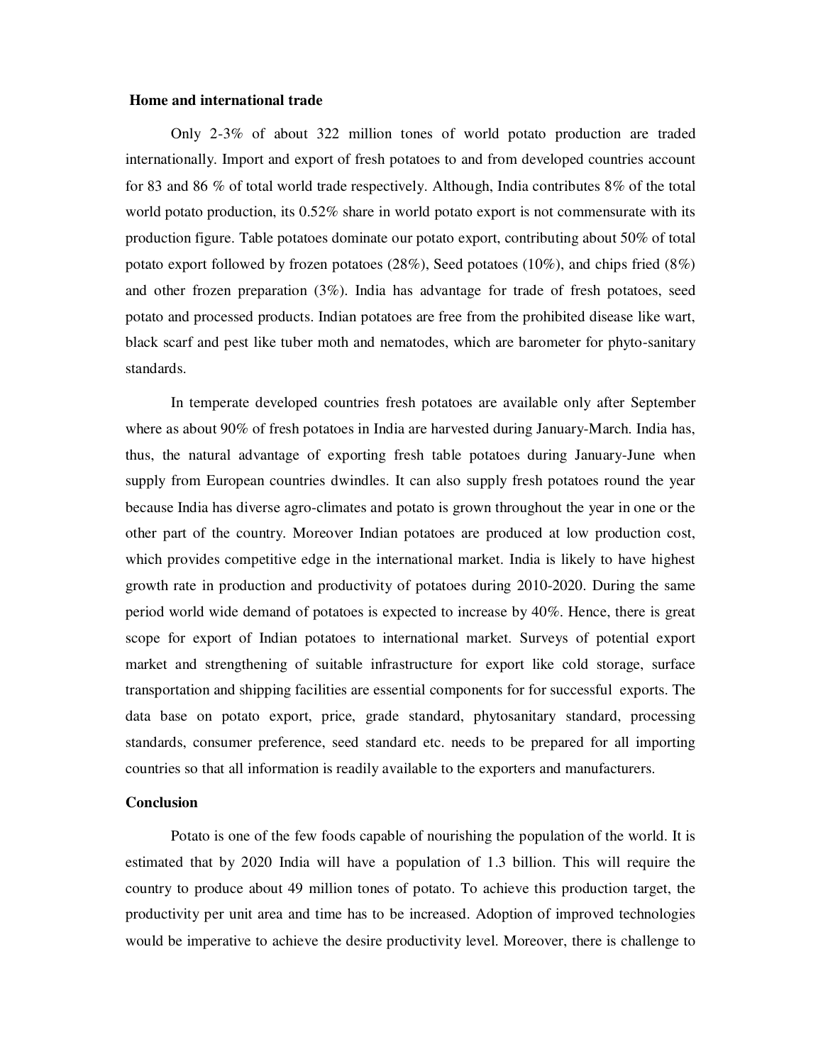## Home and international trade

Only 2-3% of about 322 million tones of world potato production are traded internationally. Import and export of fresh potatoes to and from developed countries account for 83 and 86 % of total world trade respectively. Although, India contributes 8% of the total world potato production, its 0.52% share in world potato export is not commensurate with its production figure. Table potatoes dominate our potato export, contributing about 50% of total potato export followed by frozen potatoes (28%), Seed potatoes (10%), and chips fried (8%) and other frozen preparation (3%). India has advantage for trade of fresh potatoes, seed potato and processed products. Indian potatoes are free from the prohibited disease like wart, black scarf and pest like tuber moth and nematodes, which are barometer for phyto-sanitary standards.

In temperate developed countries fresh potatoes are available only after September where as about 90% of fresh potatoes in India are harvested during January-March. India has, thus, the natural advantage of exporting fresh table potatoes during January-June when supply from European countries dwindles. It can also supply fresh potatoes round the year because India has diverse agro-climates and potato is grown throughout the year in one or the other part of the country. Moreover Indian potatoes are produced at low production cost, which provides competitive edge in the international market. India is likely to have highest growth rate in production and productivity of potatoes during 2010-2020. During the same period world wide demand of potatoes is expected to increase by 40%. Hence, there is great scope for export of Indian potatoes to international market. Surveys of potential export market and strengthening of suitable infrastructure for export like cold storage, surface transportation and shipping facilities are essential components for for successful exports. The data base on potato export, price, grade standard, phytosanitary standard, processing standards, consumer preference, seed standard etc. needs to be prepared for all importing countries so that all information is readily available to the exporters and manufacturers.

## Conclusion

Potato is one of the few foods capable of nourishing the population of the world. It is estimated that by 2020 India will have a population of 1.3 billion. This will require the country to produce about 49 million tones of potato. To achieve this production target, the productivity per unit area and time has to be increased. Adoption of improved technologies would be imperative to achieve the desire productivity level. Moreover, there is challenge to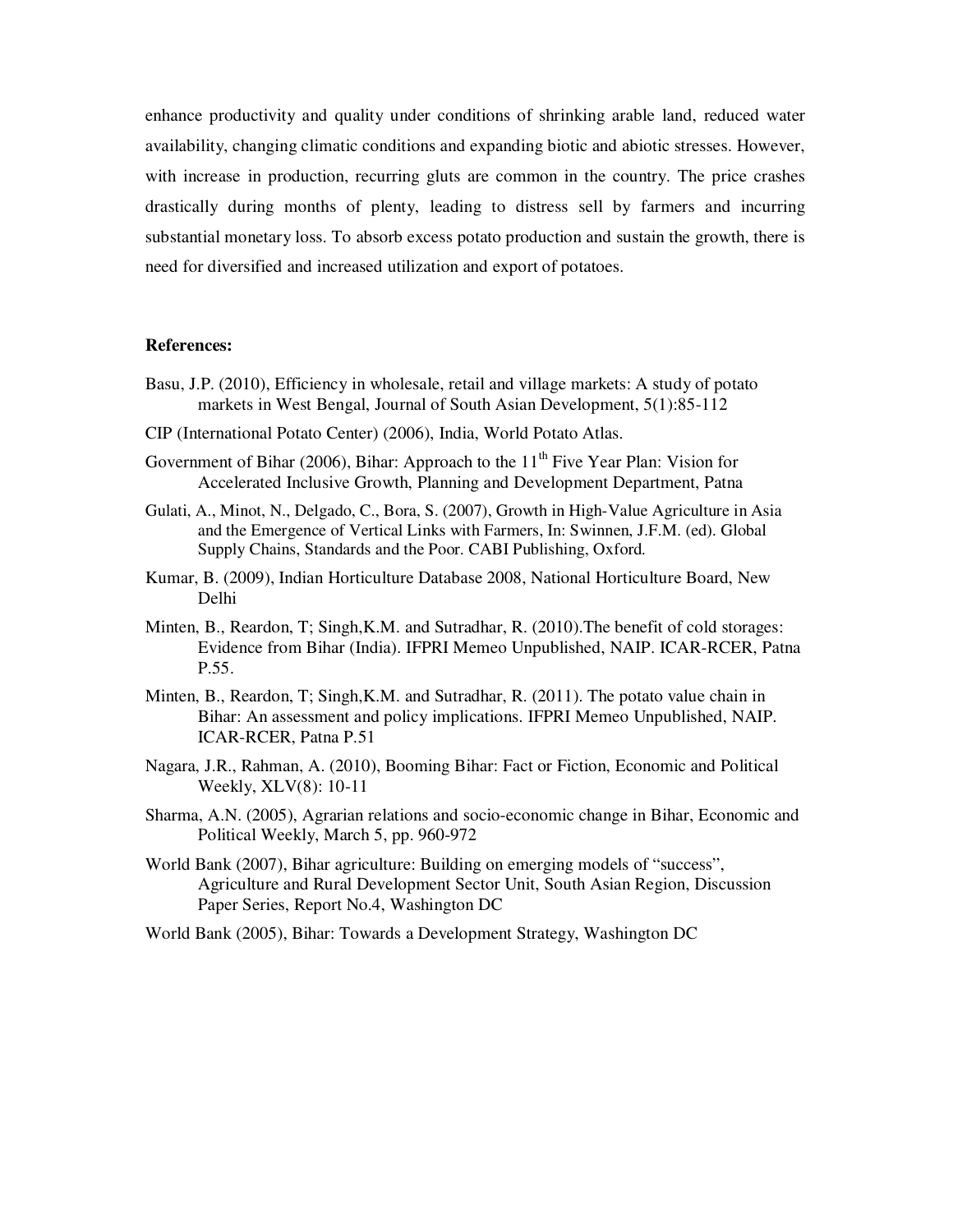enhance productivity and quality under conditions of shrinking arable land, reduced water availability, changing climatic conditions and expanding biotic and abiotic stresses. However, with increase in production, recurring gluts are common in the country. The price crashes drastically during months of plenty, leading to distress sell by farmers and incurring substantial monetary loss. To absorb excess potato production and sustain the growth, there is need for diversified and increased utilization and export of potatoes.

**References:**

Basu, J.P. (2010), Efficiency in wholesale, retail and village markets: A study of potato markets in West Bengal, Journal of South Asian Development, 5(1):85-112

CIP (International Potato Center) (2006), India, World Potato Atlas.

Government of Bihar (2006), Bihar: Approach to the 11th Five Year Plan: Vision for Accelerated Inclusive Growth, Planning and Development Department, Patna

Gulati, A., Minot, N., Delgado, C., Bora, S. (2007), Growth in High-Value Agriculture in Asia and the Emergence of Vertical Links with Farmers, In: Swinnen, J.F.M. (ed). Global Supply Chains, Standards and the Poor. CABI Publishing, Oxford.

Kumar, B. (2009), Indian Horticulture Database 2008, National Horticulture Board, New Delhi

Minten, B., Reardon, T; Singh,K.M. and Sutradhar, R. (2010).The benefit of cold storages: Evidence from Bihar (India). IFPRI Memeo Unpublished, NAIP. ICAR-RCER, Patna P.55.

Minten, B., Reardon, T; Singh,K.M. and Sutradhar, R. (2011). The potato value chain in Bihar: An assessment and policy implications. IFPRI Memeo Unpublished, NAIP. ICAR-RCER, Patna P.51

Nagara, J.R., Rahman, A. (2010), Booming Bihar: Fact or Fiction, Economic and Political Weekly, XLV(8): 10-11

Sharma, A.N. (2005), Agrarian relations and socio-economic change in Bihar, Economic and Political Weekly, March 5, pp. 960-972

World Bank (2007), Bihar agriculture: Building on emerging models of "success", Agriculture and Rural Development Sector Unit, South Asian Region, Discussion Paper Series, Report No.4, Washington DC

World Bank (2005), Bihar: Towards a Development Strategy, Washington DC